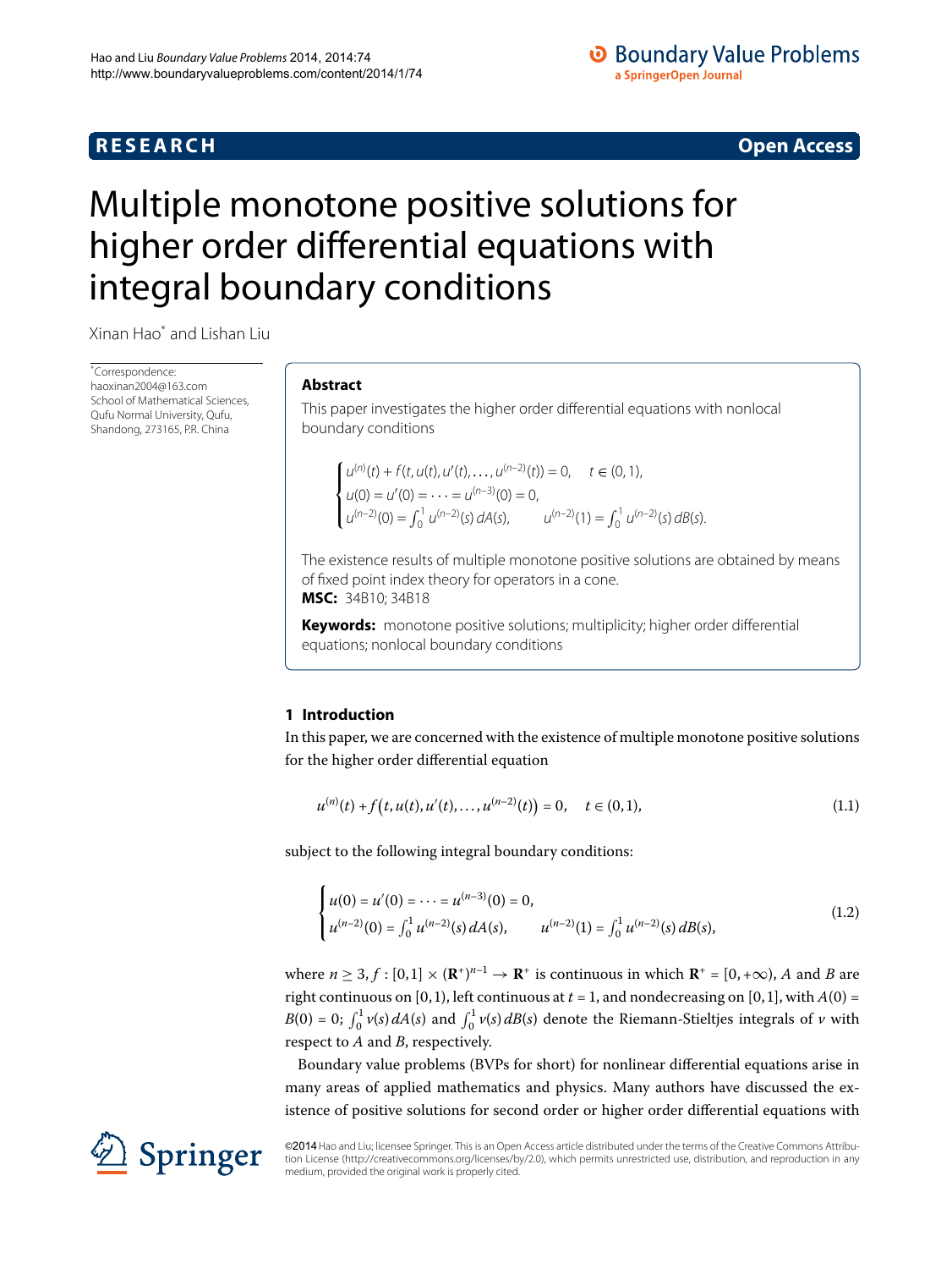**RESEARCH** **Open Access**

# Multiple monotone positive solutions for higher order differential equations with integral boundary conditions

Xinan Hao* and Lishan Liu

*Correspondence: haoxinan2004@163.com
School of Mathematical Sciences, Qufu Normal University, Qufu, Shandong, 273165, P.R. China

## Abstract

This paper investigates the higher order differential equations with nonlocal boundary conditions

$$\begin{cases} u^{(n)}(t) + f(t, u(t), u'(t), \dots, u^{(n-2)}(t)) = 0, \quad t \in (0,1), \\ u(0) = u'(0) = \cdots = u^{(n-3)}(0) = 0, \\ u^{(n-2)}(0) = \int_0^1 u^{(n-2)}(s)\, dA(s), \qquad u^{(n-2)}(1) = \int_0^1 u^{(n-2)}(s)\, dB(s). \end{cases}$$

The existence results of multiple monotone positive solutions are obtained by means of fixed point index theory for operators in a cone.

**MSC:** 34B10; 34B18

**Keywords:** monotone positive solutions; multiplicity; higher order differential equations; nonlocal boundary conditions

## 1 Introduction

In this paper, we are concerned with the existence of multiple monotone positive solutions for the higher order differential equation

$$u^{(n)}(t) + f\big(t, u(t), u'(t), \dots, u^{(n-2)}(t)\big) = 0, \quad t \in (0,1), \tag{1.1}$$

subject to the following integral boundary conditions:

$$\begin{cases} u(0) = u'(0) = \cdots = u^{(n-3)}(0) = 0, \\ u^{(n-2)}(0) = \int_0^1 u^{(n-2)}(s)\, dA(s), \qquad u^{(n-2)}(1) = \int_0^1 u^{(n-2)}(s)\, dB(s), \end{cases} \tag{1.2}$$

where $n \geq 3$, $f : [0,1] \times (\mathbf{R}^+)^{n-1} \to \mathbf{R}^+$ is continuous in which $\mathbf{R}^+ = [0, +\infty)$, $A$ and $B$ are right continuous on $[0,1)$, left continuous at $t = 1$, and nondecreasing on $[0,1]$, with $A(0) = B(0) = 0$; $\int_0^1 v(s)\, dA(s)$ and $\int_0^1 v(s)\, dB(s)$ denote the Riemann-Stieltjes integrals of $v$ with respect to $A$ and $B$, respectively.

Boundary value problems (BVPs for short) for nonlinear differential equations arise in many areas of applied mathematics and physics. Many authors have discussed the existence of positive solutions for second order or higher order differential equations with

©2014 Hao and Liu; licensee Springer. This is an Open Access article distributed under the terms of the Creative Commons Attribution License (http://creativecommons.org/licenses/by/2.0), which permits unrestricted use, distribution, and reproduction in any medium, provided the original work is properly cited.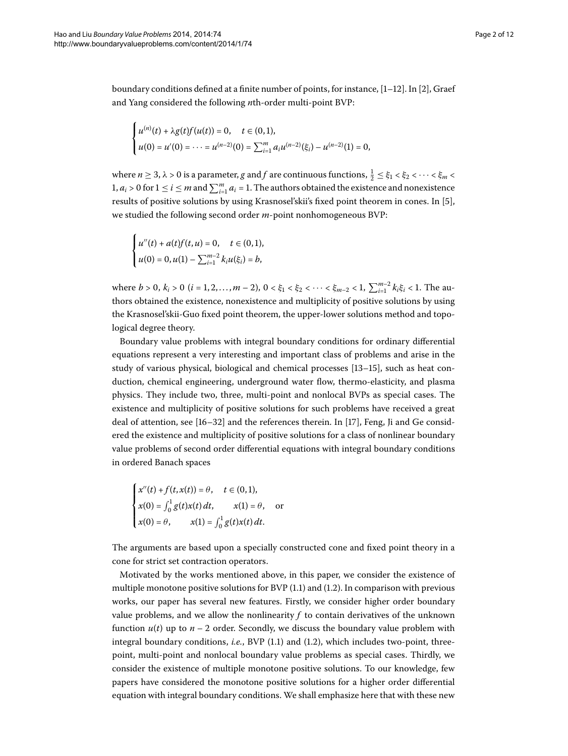boundary conditions defined at a finite number of points, for instance, [1–12]. In [2], Graef and Yang considered the following $n$th-order multi-point BVP:

$$\begin{cases} u^{(n)}(t) + \lambda g(t)f(u(t)) = 0, \quad t \in (0,1), \\ u(0) = u'(0) = \cdots = u^{(n-2)}(0) = \sum_{i=1}^{m} a_i u^{(n-2)}(\xi_i) - u^{(n-2)}(1) = 0, \end{cases}$$

where $n \geq 3$, $\lambda > 0$ is a parameter, $g$ and $f$ are continuous functions, $\frac{1}{2} \leq \xi_1 < \xi_2 < \cdots < \xi_m < 1$, $a_i > 0$ for $1 \leq i \leq m$ and $\sum_{i=1}^{m} a_i = 1$. The authors obtained the existence and nonexistence results of positive solutions by using Krasnosel'skii's fixed point theorem in cones. In [5], we studied the following second order $m$-point nonhomogeneous BVP:

$$\begin{cases} u''(t) + a(t)f(t,u) = 0, \quad t \in (0,1), \\ u(0) = 0, u(1) - \sum_{i=1}^{m-2} k_i u(\xi_i) = b, \end{cases}$$

where $b > 0$, $k_i > 0$ $(i = 1,2,\ldots,m-2)$, $0 < \xi_1 < \xi_2 < \cdots < \xi_{m-2} < 1$, $\sum_{i=1}^{m-2} k_i \xi_i < 1$. The authors obtained the existence, nonexistence and multiplicity of positive solutions by using the Krasnosel'skii-Guo fixed point theorem, the upper-lower solutions method and topological degree theory.

Boundary value problems with integral boundary conditions for ordinary differential equations represent a very interesting and important class of problems and arise in the study of various physical, biological and chemical processes [13–15], such as heat conduction, chemical engineering, underground water flow, thermo-elasticity, and plasma physics. They include two, three, multi-point and nonlocal BVPs as special cases. The existence and multiplicity of positive solutions for such problems have received a great deal of attention, see [16–32] and the references therein. In [17], Feng, Ji and Ge considered the existence and multiplicity of positive solutions for a class of nonlinear boundary value problems of second order differential equations with integral boundary conditions in ordered Banach spaces

$$\begin{cases} x''(t) + f(t,x(t)) = \theta, \quad t \in (0,1), \\ x(0) = \int_0^1 g(t)x(t)\,dt, \qquad x(1) = \theta, \quad \text{or} \\ x(0) = \theta, \qquad x(1) = \int_0^1 g(t)x(t)\,dt. \end{cases}$$

The arguments are based upon a specially constructed cone and fixed point theory in a cone for strict set contraction operators.

Motivated by the works mentioned above, in this paper, we consider the existence of multiple monotone positive solutions for BVP (1.1) and (1.2). In comparison with previous works, our paper has several new features. Firstly, we consider higher order boundary value problems, and we allow the nonlinearity $f$ to contain derivatives of the unknown function $u(t)$ up to $n-2$ order. Secondly, we discuss the boundary value problem with integral boundary conditions, *i.e.*, BVP (1.1) and (1.2), which includes two-point, three-point, multi-point and nonlocal boundary value problems as special cases. Thirdly, we consider the existence of multiple monotone positive solutions. To our knowledge, few papers have considered the monotone positive solutions for a higher order differential equation with integral boundary conditions. We shall emphasize here that with these new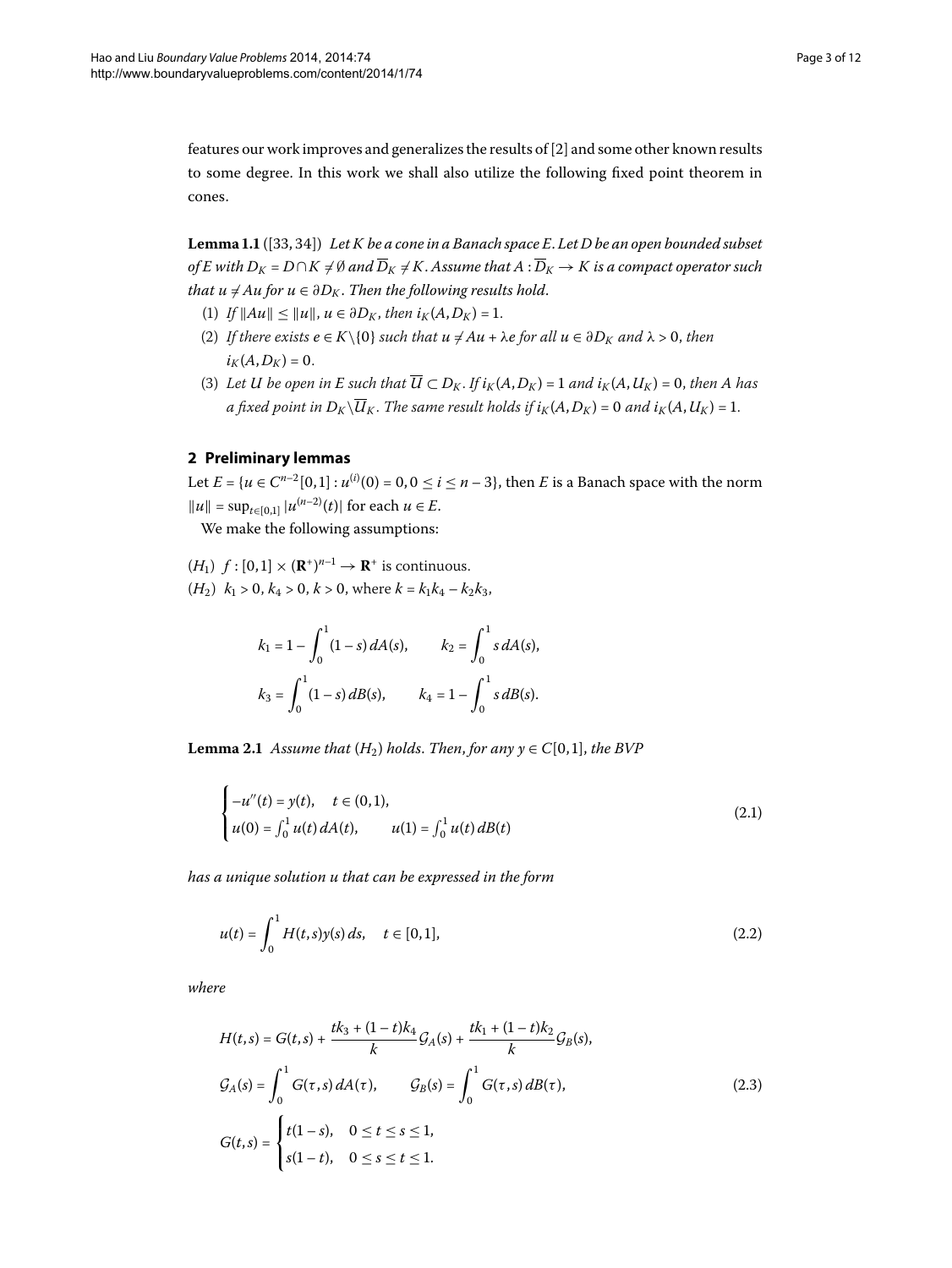features our work improves and generalizes the results of [2] and some other known results to some degree. In this work we shall also utilize the following fixed point theorem in cones.

**Lemma 1.1** ([33, 34]) *Let $K$ be a cone in a Banach space $E$. Let $D$ be an open bounded subset of $E$ with $D_K = D \cap K \neq \emptyset$ and $\overline{D}_K \neq K$. Assume that $A : \overline{D}_K \to K$ is a compact operator such that $u \neq Au$ for $u \in \partial D_K$. Then the following results hold.*

(1) *If $\|Au\| \leq \|u\|$, $u \in \partial D_K$, then $i_K(A, D_K) = 1$.*

(2) *If there exists $e \in K \setminus \{0\}$ such that $u \neq Au + \lambda e$ for all $u \in \partial D_K$ and $\lambda > 0$, then $i_K(A, D_K) = 0$.*

(3) *Let $U$ be open in $E$ such that $\overline{U} \subset D_K$. If $i_K(A, D_K) = 1$ and $i_K(A, U_K) = 0$, then $A$ has a fixed point in $D_K \setminus \overline{U}_K$. The same result holds if $i_K(A, D_K) = 0$ and $i_K(A, U_K) = 1$.*

## 2 Preliminary lemmas

Let $E = \{u \in C^{n-2}[0,1] : u^{(i)}(0) = 0, 0 \leq i \leq n-3\}$, then $E$ is a Banach space with the norm $\|u\| = \sup_{t\in[0,1]} |u^{(n-2)}(t)|$ for each $u \in E$.

We make the following assumptions:

$(H_1)$ $f : [0,1] \times (\mathbf{R}^+)^{n-1} \to \mathbf{R}^+$ is continuous.

$(H_2)$ $k_1 > 0$, $k_4 > 0$, $k > 0$, where $k = k_1k_4 - k_2k_3$,

$$k_1 = 1 - \int_0^1 (1-s)\,dA(s), \qquad k_2 = \int_0^1 s\,dA(s),$$
$$k_3 = \int_0^1 (1-s)\,dB(s), \qquad k_4 = 1 - \int_0^1 s\,dB(s).$$

**Lemma 2.1** *Assume that $(H_2)$ holds. Then, for any $y \in C[0,1]$, the BVP*

$$\begin{cases} -u''(t) = y(t), & t \in (0,1), \\ u(0) = \int_0^1 u(t)\,dA(t), & u(1) = \int_0^1 u(t)\,dB(t) \end{cases} \tag{2.1}$$

*has a unique solution $u$ that can be expressed in the form*

$$u(t) = \int_0^1 H(t,s)y(s)\,ds, \quad t \in [0,1], \tag{2.2}$$

*where*

$$\begin{aligned} H(t,s) &= G(t,s) + \frac{tk_3 + (1-t)k_4}{k}\mathcal{G}_A(s) + \frac{tk_1 + (1-t)k_2}{k}\mathcal{G}_B(s), \\ \mathcal{G}_A(s) &= \int_0^1 G(\tau,s)\,dA(\tau), \qquad \mathcal{G}_B(s) = \int_0^1 G(\tau,s)\,dB(\tau), \\ G(t,s) &= \begin{cases} t(1-s), & 0 \leq t \leq s \leq 1, \\ s(1-t), & 0 \leq s \leq t \leq 1. \end{cases} \end{aligned} \tag{2.3}$$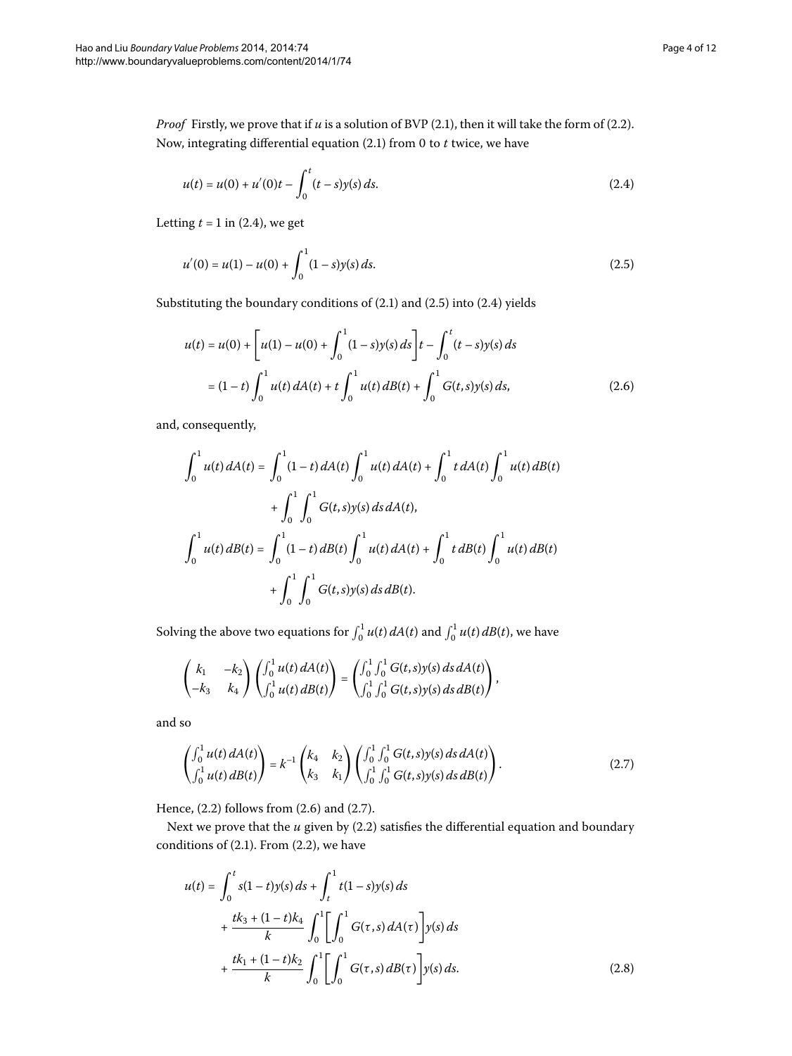*Proof* Firstly, we prove that if $u$ is a solution of BVP (2.1), then it will take the form of (2.2). Now, integrating differential equation (2.1) from 0 to $t$ twice, we have

$$u(t) = u(0) + u'(0)t - \int_0^t (t-s)y(s)\,ds. \tag{2.4}$$

Letting $t = 1$ in (2.4), we get

$$u'(0) = u(1) - u(0) + \int_0^1 (1-s)y(s)\,ds. \tag{2.5}$$

Substituting the boundary conditions of (2.1) and (2.5) into (2.4) yields

$$\begin{aligned}
u(t) &= u(0) + \left[u(1) - u(0) + \int_0^1 (1-s)y(s)\,ds\right]t - \int_0^t (t-s)y(s)\,ds \\
&= (1-t)\int_0^1 u(t)\,dA(t) + t\int_0^1 u(t)\,dB(t) + \int_0^1 G(t,s)y(s)\,ds,
\end{aligned} \tag{2.6}$$

and, consequently,

$$\begin{aligned}
\int_0^1 u(t)\,dA(t) &= \int_0^1 (1-t)\,dA(t)\int_0^1 u(t)\,dA(t) + \int_0^1 t\,dA(t)\int_0^1 u(t)\,dB(t) \\
&\quad + \int_0^1\int_0^1 G(t,s)y(s)\,ds\,dA(t), \\
\int_0^1 u(t)\,dB(t) &= \int_0^1 (1-t)\,dB(t)\int_0^1 u(t)\,dA(t) + \int_0^1 t\,dB(t)\int_0^1 u(t)\,dB(t) \\
&\quad + \int_0^1\int_0^1 G(t,s)y(s)\,ds\,dB(t).
\end{aligned}$$

Solving the above two equations for $\int_0^1 u(t)\,dA(t)$ and $\int_0^1 u(t)\,dB(t)$, we have

$$\begin{pmatrix} k_1 & -k_2 \\ -k_3 & k_4 \end{pmatrix}\begin{pmatrix} \int_0^1 u(t)\,dA(t) \\ \int_0^1 u(t)\,dB(t) \end{pmatrix} = \begin{pmatrix} \int_0^1\int_0^1 G(t,s)y(s)\,ds\,dA(t) \\ \int_0^1\int_0^1 G(t,s)y(s)\,ds\,dB(t) \end{pmatrix},$$

and so

$$\begin{pmatrix} \int_0^1 u(t)\,dA(t) \\ \int_0^1 u(t)\,dB(t) \end{pmatrix} = k^{-1}\begin{pmatrix} k_4 & k_2 \\ k_3 & k_1 \end{pmatrix}\begin{pmatrix} \int_0^1\int_0^1 G(t,s)y(s)\,ds\,dA(t) \\ \int_0^1\int_0^1 G(t,s)y(s)\,ds\,dB(t) \end{pmatrix}. \tag{2.7}$$

Hence, (2.2) follows from (2.6) and (2.7).

Next we prove that the $u$ given by (2.2) satisfies the differential equation and boundary conditions of (2.1). From (2.2), we have

$$\begin{aligned}
u(t) &= \int_0^t s(1-t)y(s)\,ds + \int_t^1 t(1-s)y(s)\,ds \\
&\quad + \frac{tk_3 + (1-t)k_4}{k}\int_0^1\left[\int_0^1 G(\tau,s)\,dA(\tau)\right]y(s)\,ds \\
&\quad + \frac{tk_1 + (1-t)k_2}{k}\int_0^1\left[\int_0^1 G(\tau,s)\,dB(\tau)\right]y(s)\,ds.
\end{aligned} \tag{2.8}$$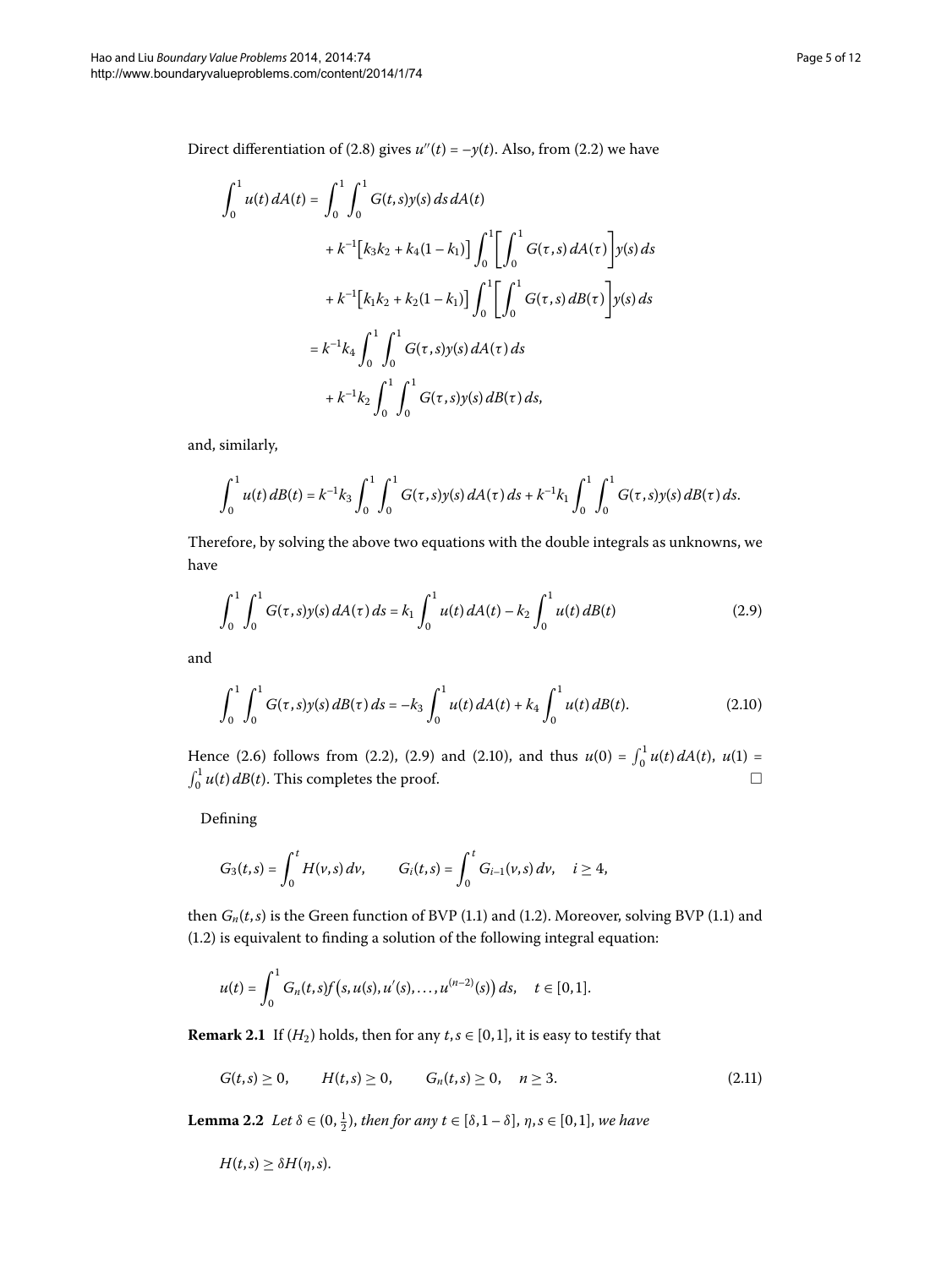Direct differentiation of (2.8) gives $u''(t) = -y(t)$. Also, from (2.2) we have

$$
\begin{aligned}
\int_0^1 u(t)\,dA(t) &= \int_0^1 \int_0^1 G(t,s)y(s)\,ds\,dA(t) \\
&\quad + k^{-1}\big[k_3k_2 + k_4(1-k_1)\big] \int_0^1 \biggl[\int_0^1 G(\tau,s)\,dA(\tau)\biggr] y(s)\,ds \\
&\quad + k^{-1}\big[k_1k_2 + k_2(1-k_1)\big] \int_0^1 \biggl[\int_0^1 G(\tau,s)\,dB(\tau)\biggr] y(s)\,ds \\
&= k^{-1}k_4 \int_0^1 \int_0^1 G(\tau,s)y(s)\,dA(\tau)\,ds \\
&\quad + k^{-1}k_2 \int_0^1 \int_0^1 G(\tau,s)y(s)\,dB(\tau)\,ds,
\end{aligned}
$$

and, similarly,

$$
\int_0^1 u(t)\,dB(t) = k^{-1}k_3 \int_0^1 \int_0^1 G(\tau,s)y(s)\,dA(\tau)\,ds + k^{-1}k_1 \int_0^1 \int_0^1 G(\tau,s)y(s)\,dB(\tau)\,ds.
$$

Therefore, by solving the above two equations with the double integrals as unknowns, we have

$$
\int_0^1 \int_0^1 G(\tau,s)y(s)\,dA(\tau)\,ds = k_1 \int_0^1 u(t)\,dA(t) - k_2 \int_0^1 u(t)\,dB(t) \tag{2.9}
$$

and

$$
\int_0^1 \int_0^1 G(\tau,s)y(s)\,dB(\tau)\,ds = -k_3 \int_0^1 u(t)\,dA(t) + k_4 \int_0^1 u(t)\,dB(t). \tag{2.10}
$$

Hence (2.6) follows from (2.2), (2.9) and (2.10), and thus $u(0) = \int_0^1 u(t)\,dA(t)$, $u(1) = \int_0^1 u(t)\,dB(t)$. This completes the proof. □

Defining

$$
G_3(t,s) = \int_0^t H(v,s)\,dv, \qquad G_i(t,s) = \int_0^t G_{i-1}(v,s)\,dv, \quad i \geq 4,
$$

then $G_n(t,s)$ is the Green function of BVP (1.1) and (1.2). Moreover, solving BVP (1.1) and (1.2) is equivalent to finding a solution of the following integral equation:

$$
u(t) = \int_0^1 G_n(t,s) f\bigl(s, u(s), u'(s), \ldots, u^{(n-2)}(s)\bigr)\,ds, \quad t \in [0,1].
$$

**Remark 2.1** If $(H_2)$ holds, then for any $t, s \in [0,1]$, it is easy to testify that

$$
G(t,s) \geq 0, \qquad H(t,s) \geq 0, \qquad G_n(t,s) \geq 0, \quad n \geq 3. \tag{2.11}
$$

**Lemma 2.2** *Let $\delta \in (0, \frac{1}{2})$, then for any $t \in [\delta, 1-\delta]$, $\eta, s \in [0,1]$, we have*

$$
H(t,s) \geq \delta H(\eta,s).
$$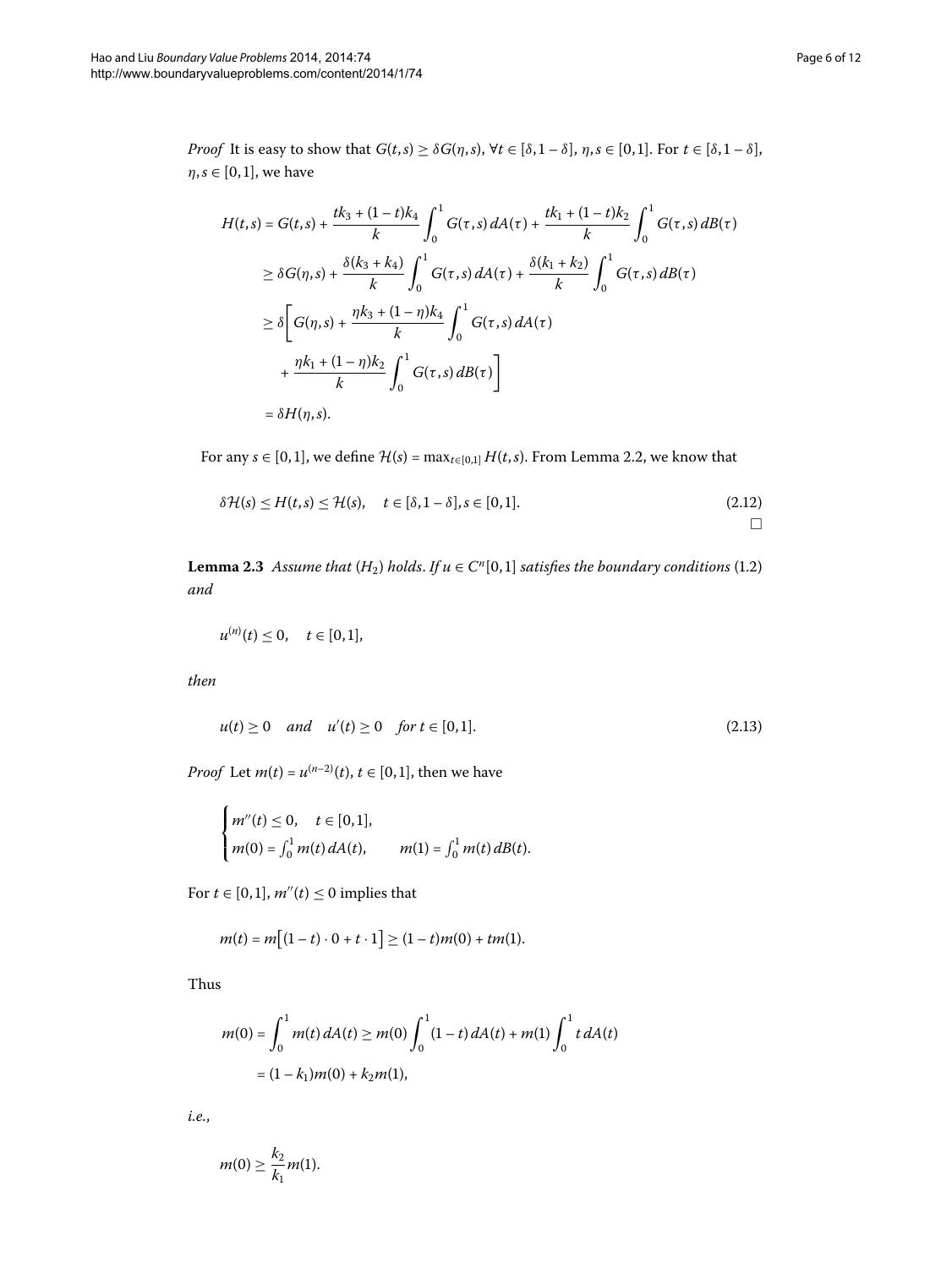*Proof* It is easy to show that $G(t,s) \geq \delta G(\eta,s)$, $\forall t \in [\delta, 1-\delta]$, $\eta, s \in [0,1]$. For $t \in [\delta, 1-\delta]$, $\eta, s \in [0,1]$, we have

$$
\begin{aligned}
H(t,s) &= G(t,s) + \frac{tk_3 + (1-t)k_4}{k} \int_0^1 G(\tau,s)\,dA(\tau) + \frac{tk_1 + (1-t)k_2}{k} \int_0^1 G(\tau,s)\,dB(\tau) \\
&\geq \delta G(\eta,s) + \frac{\delta(k_3 + k_4)}{k} \int_0^1 G(\tau,s)\,dA(\tau) + \frac{\delta(k_1 + k_2)}{k} \int_0^1 G(\tau,s)\,dB(\tau) \\
&\geq \delta \bigg[ G(\eta,s) + \frac{\eta k_3 + (1-\eta)k_4}{k} \int_0^1 G(\tau,s)\,dA(\tau) \\
&\quad + \frac{\eta k_1 + (1-\eta)k_2}{k} \int_0^1 G(\tau,s)\,dB(\tau) \bigg] \\
&= \delta H(\eta,s).
\end{aligned}
$$

For any $s \in [0,1]$, we define $\mathcal{H}(s) = \max_{t\in[0,1]} H(t,s)$. From Lemma 2.2, we know that

$$
\delta \mathcal{H}(s) \leq H(t,s) \leq \mathcal{H}(s), \quad t \in [\delta, 1-\delta], s \in [0,1]. \tag{2.12}
$$

□

**Lemma 2.3** *Assume that* $(H_2)$ *holds. If* $u \in C^n[0,1]$ *satisfies the boundary conditions* (1.2) *and*

$$
u^{(n)}(t) \leq 0, \quad t \in [0,1],
$$

*then*

$$
u(t) \geq 0 \quad \text{and} \quad u'(t) \geq 0 \quad \text{for } t \in [0,1]. \tag{2.13}
$$

*Proof* Let $m(t) = u^{(n-2)}(t)$, $t \in [0,1]$, then we have

$$
\begin{cases}
m''(t) \leq 0, \quad t \in [0,1], \\
m(0) = \int_0^1 m(t)\,dA(t), \qquad m(1) = \int_0^1 m(t)\,dB(t).
\end{cases}
$$

For $t \in [0,1]$, $m''(t) \leq 0$ implies that

$$
m(t) = m\big[(1-t) \cdot 0 + t \cdot 1\big] \geq (1-t)m(0) + tm(1).
$$

Thus

$$
\begin{aligned}
m(0) &= \int_0^1 m(t)\,dA(t) \geq m(0) \int_0^1 (1-t)\,dA(t) + m(1) \int_0^1 t\,dA(t) \\
&= (1-k_1)m(0) + k_2 m(1),
\end{aligned}
$$

*i.e.*,

$$
m(0) \geq \frac{k_2}{k_1} m(1).
$$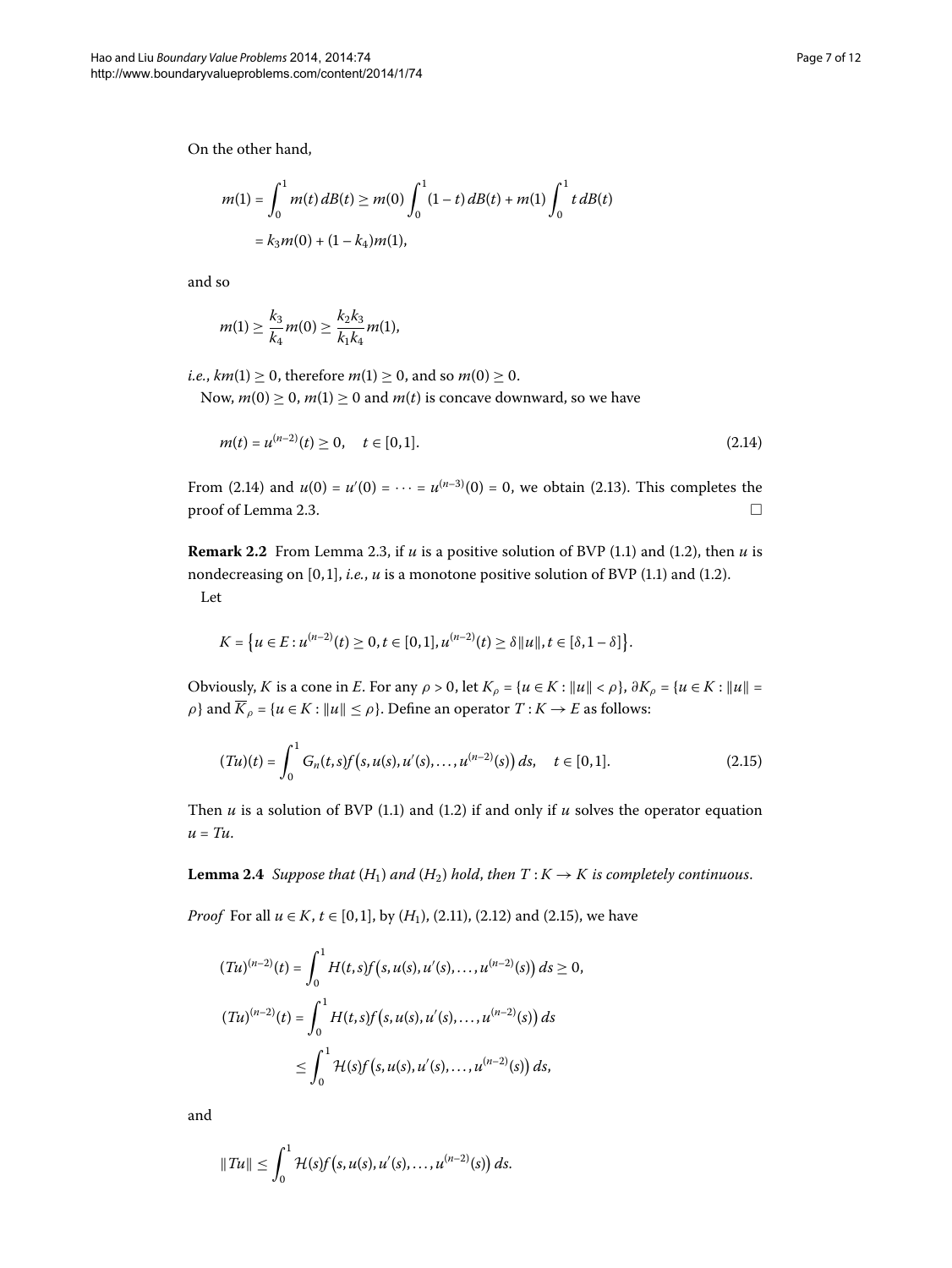On the other hand,

$$m(1) = \int_0^1 m(t)\,dB(t) \geq m(0)\int_0^1 (1-t)\,dB(t) + m(1)\int_0^1 t\,dB(t)$$
$$= k_3 m(0) + (1-k_4)m(1),$$

and so

$$m(1) \geq \frac{k_3}{k_4} m(0) \geq \frac{k_2 k_3}{k_1 k_4} m(1),$$

*i.e.*, $km(1) \geq 0$, therefore $m(1) \geq 0$, and so $m(0) \geq 0$.

Now, $m(0) \geq 0$, $m(1) \geq 0$ and $m(t)$ is concave downward, so we have

$$m(t) = u^{(n-2)}(t) \geq 0, \quad t \in [0,1]. \tag{2.14}$$

From (2.14) and $u(0) = u'(0) = \cdots = u^{(n-3)}(0) = 0$, we obtain (2.13). This completes the proof of Lemma 2.3. □

**Remark 2.2** From Lemma 2.3, if $u$ is a positive solution of BVP (1.1) and (1.2), then $u$ is nondecreasing on $[0,1]$, *i.e.*, $u$ is a monotone positive solution of BVP (1.1) and (1.2).

Let

$$K = \{u \in E : u^{(n-2)}(t) \geq 0, t \in [0,1], u^{(n-2)}(t) \geq \delta\|u\|, t \in [\delta, 1-\delta]\}.$$

Obviously, $K$ is a cone in $E$. For any $\rho > 0$, let $K_\rho = \{u \in K : \|u\| < \rho\}$, $\partial K_\rho = \{u \in K : \|u\| = \rho\}$ and $\overline{K}_\rho = \{u \in K : \|u\| \leq \rho\}$. Define an operator $T : K \to E$ as follows:

$$(Tu)(t) = \int_0^1 G_n(t,s) f\big(s, u(s), u'(s), \ldots, u^{(n-2)}(s)\big)\,ds, \quad t \in [0,1]. \tag{2.15}$$

Then $u$ is a solution of BVP (1.1) and (1.2) if and only if $u$ solves the operator equation $u = Tu$.

**Lemma 2.4** *Suppose that* $(H_1)$ *and* $(H_2)$ *hold, then* $T : K \to K$ *is completely continuous.*

*Proof* For all $u \in K$, $t \in [0,1]$, by $(H_1)$, (2.11), (2.12) and (2.15), we have

$$(Tu)^{(n-2)}(t) = \int_0^1 H(t,s) f\big(s, u(s), u'(s), \ldots, u^{(n-2)}(s)\big)\,ds \geq 0,$$

$$(Tu)^{(n-2)}(t) = \int_0^1 H(t,s) f\big(s, u(s), u'(s), \ldots, u^{(n-2)}(s)\big)\,ds$$
$$\leq \int_0^1 \mathcal{H}(s) f\big(s, u(s), u'(s), \ldots, u^{(n-2)}(s)\big)\,ds,$$

and

$$\|Tu\| \leq \int_0^1 \mathcal{H}(s) f\big(s, u(s), u'(s), \ldots, u^{(n-2)}(s)\big)\,ds.$$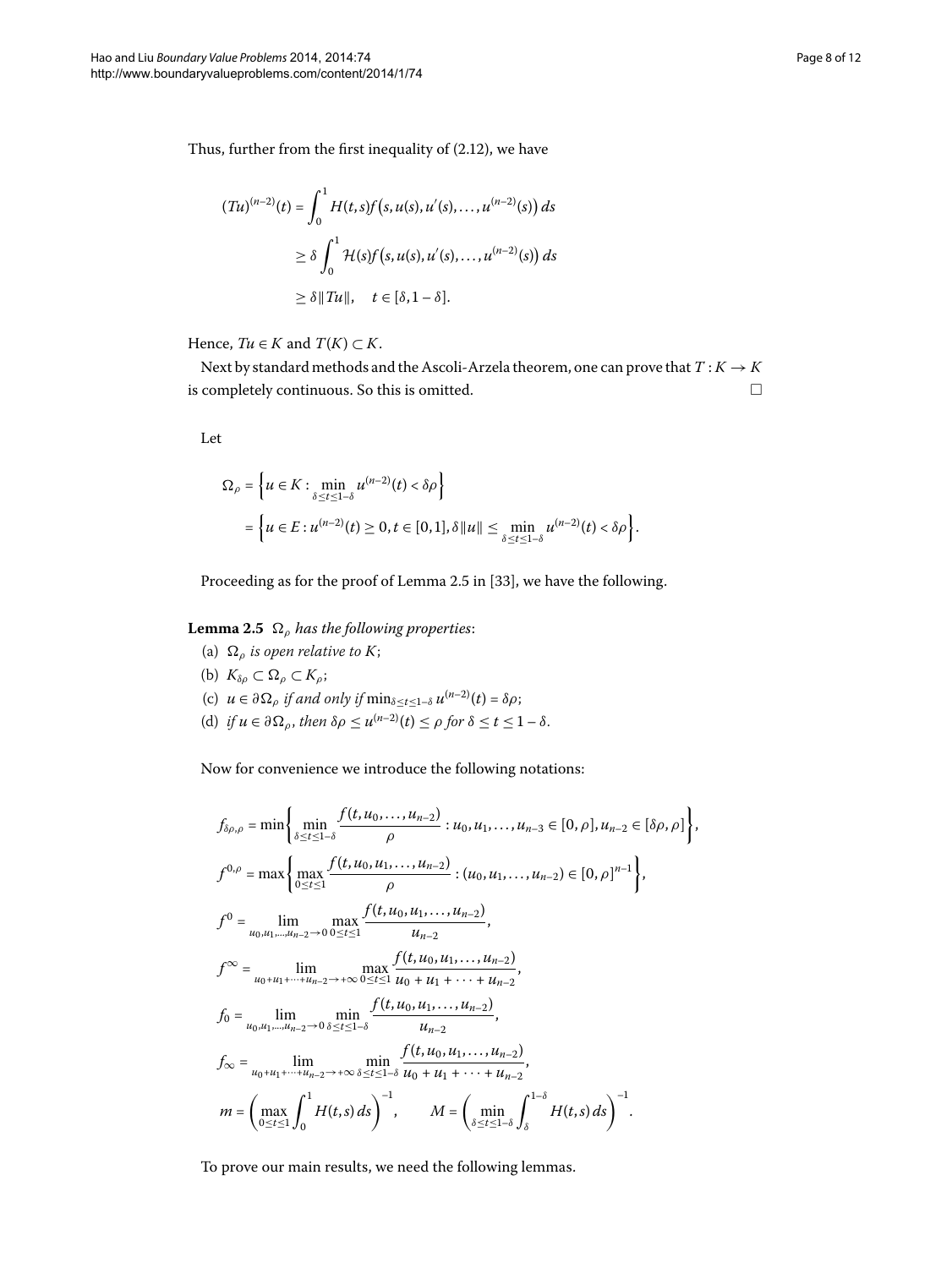Thus, further from the first inequality of (2.12), we have

$$
\begin{aligned}
(Tu)^{(n-2)}(t) &= \int_0^1 H(t,s) f\bigl(s, u(s), u'(s), \ldots, u^{(n-2)}(s)\bigr)\,ds \\
&\geq \delta \int_0^1 \mathcal{H}(s) f\bigl(s, u(s), u'(s), \ldots, u^{(n-2)}(s)\bigr)\,ds \\
&\geq \delta \|Tu\|, \quad t \in [\delta, 1-\delta].
\end{aligned}
$$

Hence, $Tu \in K$ and $T(K) \subset K$.

Next by standard methods and the Ascoli-Arzela theorem, one can prove that $T : K \to K$ is completely continuous. So this is omitted. □

Let

$$
\begin{aligned}
\Omega_\rho &= \Bigl\{ u \in K : \min_{\delta \leq t \leq 1-\delta} u^{(n-2)}(t) < \delta\rho \Bigr\} \\
&= \Bigl\{ u \in E : u^{(n-2)}(t) \geq 0, t \in [0,1], \delta\|u\| \leq \min_{\delta \leq t \leq 1-\delta} u^{(n-2)}(t) < \delta\rho \Bigr\}.
\end{aligned}
$$

Proceeding as for the proof of Lemma 2.5 in [33], we have the following.

**Lemma 2.5** *$\Omega_\rho$ has the following properties*:

(a) *$\Omega_\rho$ is open relative to $K$*;

(b) *$K_{\delta\rho} \subset \Omega_\rho \subset K_\rho$*;

(c) *$u \in \partial\Omega_\rho$ if and only if $\min_{\delta \leq t \leq 1-\delta} u^{(n-2)}(t) = \delta\rho$*;

(d) *if $u \in \partial\Omega_\rho$, then $\delta\rho \leq u^{(n-2)}(t) \leq \rho$ for $\delta \leq t \leq 1-\delta$.*

Now for convenience we introduce the following notations:

$$
\begin{aligned}
f_{\delta\rho,\rho} &= \min\biggl\{ \min_{\delta \leq t \leq 1-\delta} \frac{f(t, u_0, \ldots, u_{n-2})}{\rho} : u_0, u_1, \ldots, u_{n-3} \in [0,\rho], u_{n-2} \in [\delta\rho, \rho] \biggr\}, \\
f^{0,\rho} &= \max\biggl\{ \max_{0 \leq t \leq 1} \frac{f(t, u_0, u_1, \ldots, u_{n-2})}{\rho} : (u_0, u_1, \ldots, u_{n-2}) \in [0,\rho]^{n-1} \biggr\}, \\
f^0 &= \lim_{u_0, u_1, \ldots, u_{n-2} \to 0} \max_{0 \leq t \leq 1} \frac{f(t, u_0, u_1, \ldots, u_{n-2})}{u_{n-2}}, \\
f^\infty &= \lim_{u_0 + u_1 + \cdots + u_{n-2} \to +\infty} \max_{0 \leq t \leq 1} \frac{f(t, u_0, u_1, \ldots, u_{n-2})}{u_0 + u_1 + \cdots + u_{n-2}}, \\
f_0 &= \lim_{u_0, u_1, \ldots, u_{n-2} \to 0} \min_{\delta \leq t \leq 1-\delta} \frac{f(t, u_0, u_1, \ldots, u_{n-2})}{u_{n-2}}, \\
f_\infty &= \lim_{u_0 + u_1 + \cdots + u_{n-2} \to +\infty} \min_{\delta \leq t \leq 1-\delta} \frac{f(t, u_0, u_1, \ldots, u_{n-2})}{u_0 + u_1 + \cdots + u_{n-2}}, \\
m &= \biggl( \max_{0 \leq t \leq 1} \int_0^1 H(t,s)\,ds \biggr)^{-1}, \qquad M = \biggl( \min_{\delta \leq t \leq 1-\delta} \int_\delta^{1-\delta} H(t,s)\,ds \biggr)^{-1}.
\end{aligned}
$$

To prove our main results, we need the following lemmas.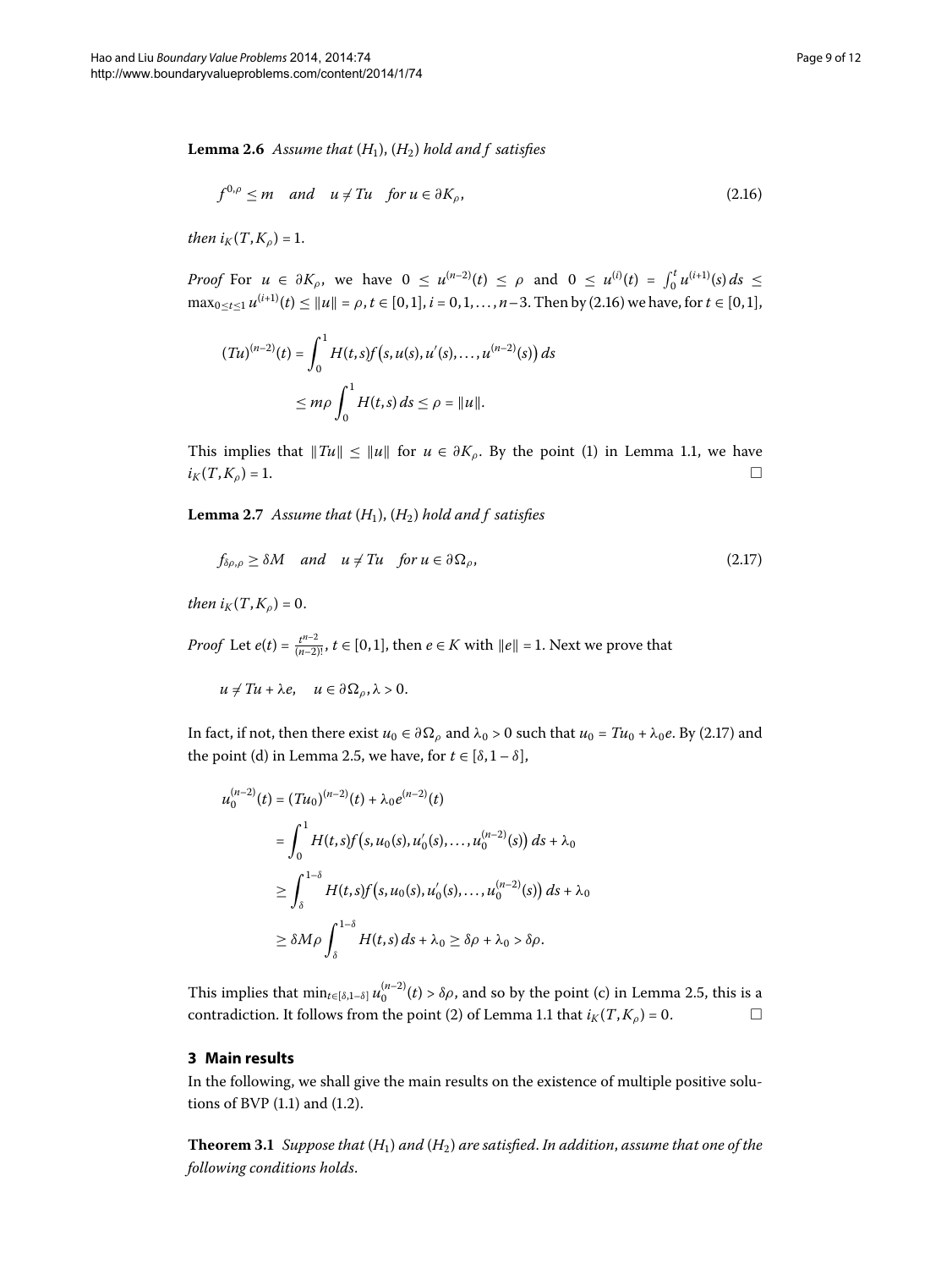**Lemma 2.6** *Assume that* $(H_1)$, $(H_2)$ *hold and* $f$ *satisfies*

$$f^{0,\rho} \le m \quad \text{and} \quad u \ne Tu \quad \text{for } u \in \partial K_\rho, \tag{2.16}$$

*then* $i_K(T, K_\rho) = 1$.

*Proof* For $u \in \partial K_\rho$, we have $0 \le u^{(n-2)}(t) \le \rho$ and $0 \le u^{(i)}(t) = \int_0^t u^{(i+1)}(s)\,ds \le \max_{0\le t\le 1} u^{(i+1)}(t) \le \|u\| = \rho$, $t \in [0,1]$, $i = 0,1,\ldots,n-3$. Then by (2.16) we have, for $t \in [0,1]$,

$$\begin{aligned}
(Tu)^{(n-2)}(t) &= \int_0^1 H(t,s) f\bigl(s, u(s), u'(s), \ldots, u^{(n-2)}(s)\bigr)\,ds \\
&\le m\rho \int_0^1 H(t,s)\,ds \le \rho = \|u\|.
\end{aligned}$$

This implies that $\|Tu\| \le \|u\|$ for $u \in \partial K_\rho$. By the point (1) in Lemma 1.1, we have $i_K(T, K_\rho) = 1$. □

**Lemma 2.7** *Assume that* $(H_1)$, $(H_2)$ *hold and* $f$ *satisfies*

$$f_{\delta\rho,\rho} \ge \delta M \quad \text{and} \quad u \ne Tu \quad \text{for } u \in \partial \Omega_\rho, \tag{2.17}$$

*then* $i_K(T, K_\rho) = 0$.

*Proof* Let $e(t) = \frac{t^{n-2}}{(n-2)!}$, $t \in [0,1]$, then $e \in K$ with $\|e\| = 1$. Next we prove that

$$u \ne Tu + \lambda e, \quad u \in \partial\Omega_\rho, \lambda > 0.$$

In fact, if not, then there exist $u_0 \in \partial\Omega_\rho$ and $\lambda_0 > 0$ such that $u_0 = Tu_0 + \lambda_0 e$. By (2.17) and the point (d) in Lemma 2.5, we have, for $t \in [\delta, 1-\delta]$,

$$\begin{aligned}
u_0^{(n-2)}(t) &= (Tu_0)^{(n-2)}(t) + \lambda_0 e^{(n-2)}(t) \\
&= \int_0^1 H(t,s) f\bigl(s, u_0(s), u_0'(s), \ldots, u_0^{(n-2)}(s)\bigr)\,ds + \lambda_0 \\
&\ge \int_\delta^{1-\delta} H(t,s) f\bigl(s, u_0(s), u_0'(s), \ldots, u_0^{(n-2)}(s)\bigr)\,ds + \lambda_0 \\
&\ge \delta M\rho \int_\delta^{1-\delta} H(t,s)\,ds + \lambda_0 \ge \delta\rho + \lambda_0 > \delta\rho.
\end{aligned}$$

This implies that $\min_{t\in[\delta,1-\delta]} u_0^{(n-2)}(t) > \delta\rho$, and so by the point (c) in Lemma 2.5, this is a contradiction. It follows from the point (2) of Lemma 1.1 that $i_K(T, K_\rho) = 0$. □

## 3 Main results

In the following, we shall give the main results on the existence of multiple positive solutions of BVP (1.1) and (1.2).

**Theorem 3.1** *Suppose that* $(H_1)$ *and* $(H_2)$ *are satisfied. In addition, assume that one of the following conditions holds.*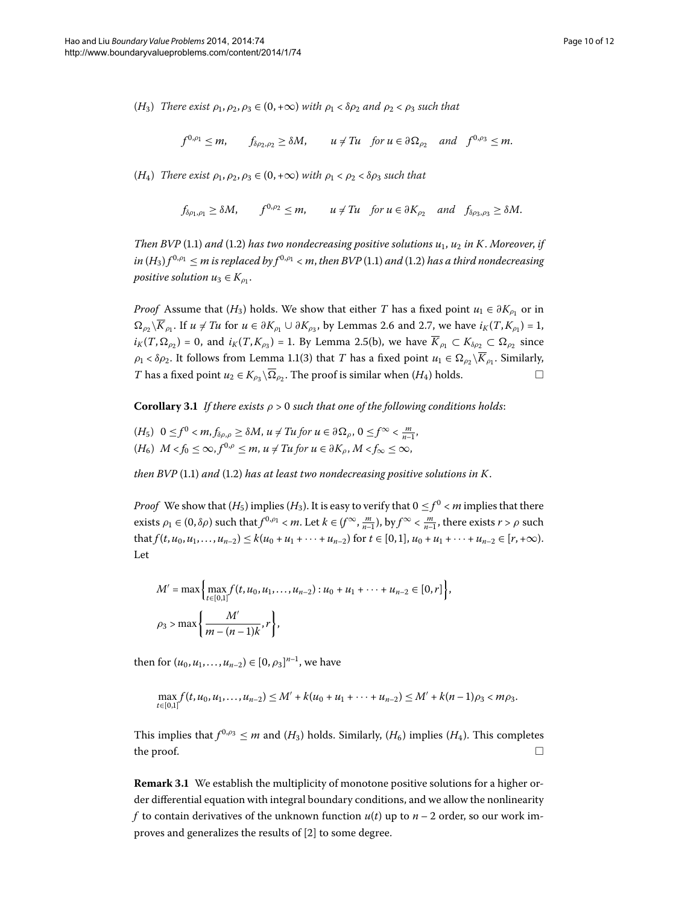($H_3$) *There exist* $\rho_1, \rho_2, \rho_3 \in (0, +\infty)$ *with* $\rho_1 < \delta\rho_2$ *and* $\rho_2 < \rho_3$ *such that*

$$f^{0,\rho_1} \leq m, \qquad f_{\delta\rho_2,\rho_2} \geq \delta M, \qquad u \neq Tu \quad \text{for } u \in \partial\Omega_{\rho_2} \quad \text{and} \quad f^{0,\rho_3} \leq m.$$

($H_4$) *There exist* $\rho_1, \rho_2, \rho_3 \in (0, +\infty)$ *with* $\rho_1 < \rho_2 < \delta\rho_3$ *such that*

$$f_{\delta\rho_1,\rho_1} \geq \delta M, \qquad f^{0,\rho_2} \leq m, \qquad u \neq Tu \quad \text{for } u \in \partial K_{\rho_2} \quad \text{and} \quad f_{\delta\rho_3,\rho_3} \geq \delta M.$$

*Then BVP* (1.1) *and* (1.2) *has two nondecreasing positive solutions* $u_1$, $u_2$ *in* $K$. *Moreover, if in* ($H_3$) $f^{0,\rho_1} \leq m$ *is replaced by* $f^{0,\rho_1} < m$, *then BVP* (1.1) *and* (1.2) *has a third nondecreasing positive solution* $u_3 \in K_{\rho_1}$.

*Proof* Assume that ($H_3$) holds. We show that either $T$ has a fixed point $u_1 \in \partial K_{\rho_1}$ or in $\Omega_{\rho_2} \setminus \overline{K}_{\rho_1}$. If $u \neq Tu$ for $u \in \partial K_{\rho_1} \cup \partial K_{\rho_3}$, by Lemmas 2.6 and 2.7, we have $i_K(T, K_{\rho_1}) = 1$, $i_K(T, \Omega_{\rho_2}) = 0$, and $i_K(T, K_{\rho_3}) = 1$. By Lemma 2.5(b), we have $\overline{K}_{\rho_1} \subset K_{\delta\rho_2} \subset \Omega_{\rho_2}$ since $\rho_1 < \delta\rho_2$. It follows from Lemma 1.1(3) that $T$ has a fixed point $u_1 \in \Omega_{\rho_2} \setminus \overline{K}_{\rho_1}$. Similarly, $T$ has a fixed point $u_2 \in K_{\rho_3} \setminus \overline{\Omega}_{\rho_2}$. The proof is similar when ($H_4$) holds. □

**Corollary 3.1** *If there exists* $\rho > 0$ *such that one of the following conditions holds*:

($H_5$) $0 \leq f^0 < m, f_{\delta\rho,\rho} \geq \delta M, u \neq Tu$ *for* $u \in \partial\Omega_\rho$, $0 \leq f^\infty < \frac{m}{n-1}$,
($H_6$) $M < f_0 \leq \infty, f^{0,\rho} \leq m, u \neq Tu$ *for* $u \in \partial K_\rho$, $M < f_\infty \leq \infty$,

*then BVP* (1.1) *and* (1.2) *has at least two nondecreasing positive solutions in* $K$.

*Proof* We show that ($H_5$) implies ($H_3$). It is easy to verify that $0 \leq f^0 < m$ implies that there exists $\rho_1 \in (0, \delta\rho)$ such that $f^{0,\rho_1} < m$. Let $k \in (f^\infty, \frac{m}{n-1})$, by $f^\infty < \frac{m}{n-1}$, there exists $r > \rho$ such that $f(t, u_0, u_1, \ldots, u_{n-2}) \leq k(u_0 + u_1 + \cdots + u_{n-2})$ for $t \in [0,1]$, $u_0 + u_1 + \cdots + u_{n-2} \in [r, +\infty)$. Let

$$M' = \max\left\{\max_{t\in[0,1]} f(t, u_0, u_1, \ldots, u_{n-2}) : u_0 + u_1 + \cdots + u_{n-2} \in [0, r]\right\},$$
$$\rho_3 > \max\left\{\frac{M'}{m - (n-1)k}, r\right\},$$

then for $(u_0, u_1, \ldots, u_{n-2}) \in [0, \rho_3]^{n-1}$, we have

$$\max_{t\in[0,1]} f(t, u_0, u_1, \ldots, u_{n-2}) \leq M' + k(u_0 + u_1 + \cdots + u_{n-2}) \leq M' + k(n-1)\rho_3 < m\rho_3.$$

This implies that $f^{0,\rho_3} \leq m$ and ($H_3$) holds. Similarly, ($H_6$) implies ($H_4$). This completes the proof. □

**Remark 3.1** We establish the multiplicity of monotone positive solutions for a higher order differential equation with integral boundary conditions, and we allow the nonlinearity $f$ to contain derivatives of the unknown function $u(t)$ up to $n-2$ order, so our work improves and generalizes the results of [2] to some degree.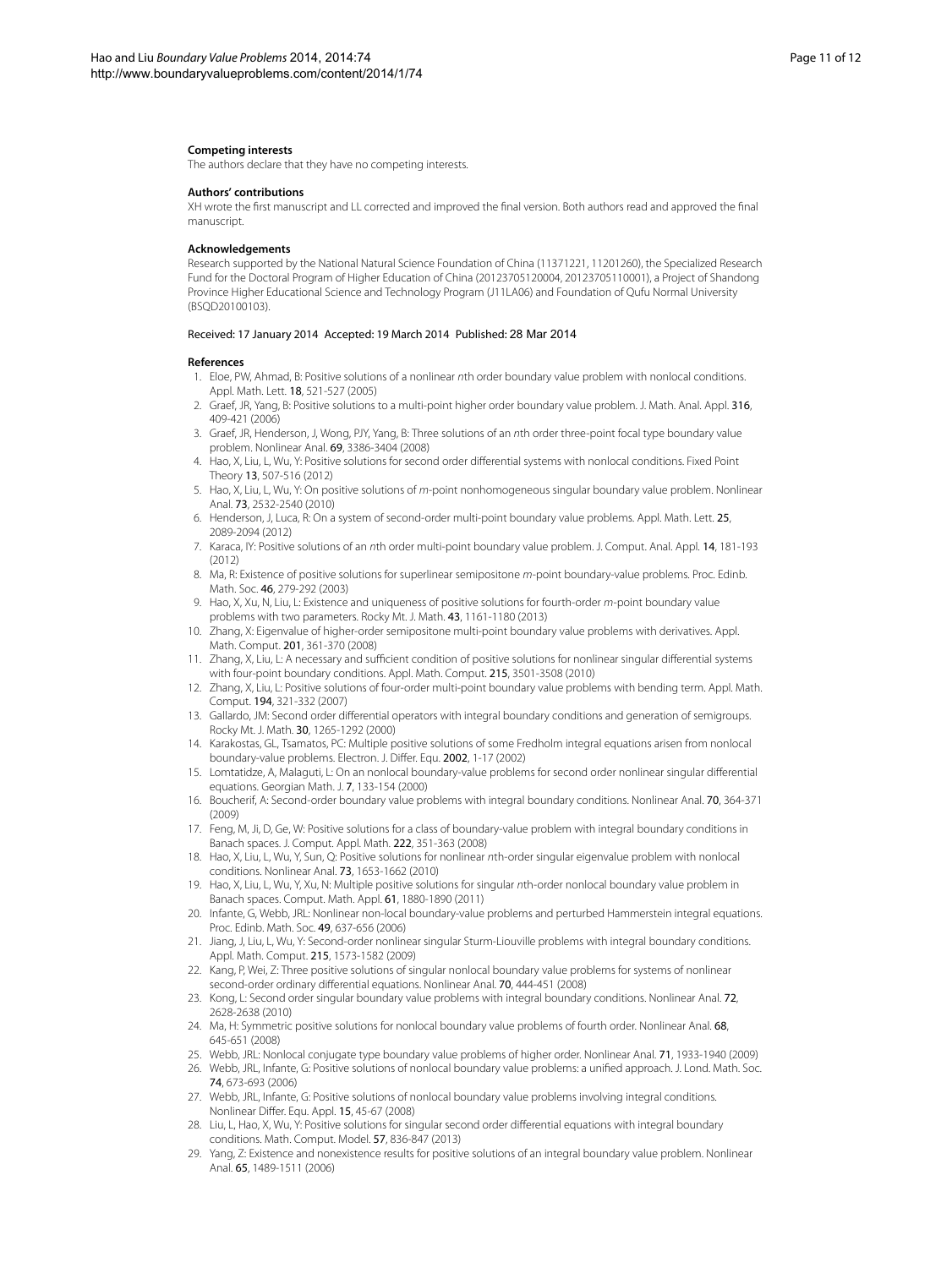#### Competing interests

The authors declare that they have no competing interests.

#### Authors' contributions

XH wrote the first manuscript and LL corrected and improved the final version. Both authors read and approved the final manuscript.

#### Acknowledgements

Research supported by the National Natural Science Foundation of China (11371221, 11201260), the Specialized Research Fund for the Doctoral Program of Higher Education of China (20123705120004, 20123705110001), a Project of Shandong Province Higher Educational Science and Technology Program (J11LA06) and Foundation of Qufu Normal University (BSQD20100103).

Received: 17 January 2014 Accepted: 19 March 2014 Published: 28 Mar 2014

#### References

1. Eloe, PW, Ahmad, B: Positive solutions of a nonlinear $n$th order boundary value problem with nonlocal conditions. Appl. Math. Lett. **18**, 521-527 (2005)
2. Graef, JR, Yang, B: Positive solutions to a multi-point higher order boundary value problem. J. Math. Anal. Appl. **316**, 409-421 (2006)
3. Graef, JR, Henderson, J, Wong, PJY, Yang, B: Three solutions of an $n$th order three-point focal type boundary value problem. Nonlinear Anal. **69**, 3386-3404 (2008)
4. Hao, X, Liu, L, Wu, Y: Positive solutions for second order differential systems with nonlocal conditions. Fixed Point Theory **13**, 507-516 (2012)
5. Hao, X, Liu, L, Wu, Y: On positive solutions of $m$-point nonhomogeneous singular boundary value problem. Nonlinear Anal. **73**, 2532-2540 (2010)
6. Henderson, J, Luca, R: On a system of second-order multi-point boundary value problems. Appl. Math. Lett. **25**, 2089-2094 (2012)
7. Karaca, IY: Positive solutions of an $n$th order multi-point boundary value problem. J. Comput. Anal. Appl. **14**, 181-193 (2012)
8. Ma, R: Existence of positive solutions for superlinear semipositone $m$-point boundary-value problems. Proc. Edinb. Math. Soc. **46**, 279-292 (2003)
9. Hao, X, Xu, N, Liu, L: Existence and uniqueness of positive solutions for fourth-order $m$-point boundary value problems with two parameters. Rocky Mt. J. Math. **43**, 1161-1180 (2013)
10. Zhang, X: Eigenvalue of higher-order semipositone multi-point boundary value problems with derivatives. Appl. Math. Comput. **201**, 361-370 (2008)
11. Zhang, X, Liu, L: A necessary and sufficient condition of positive solutions for nonlinear singular differential systems with four-point boundary conditions. Appl. Math. Comput. **215**, 3501-3508 (2010)
12. Zhang, X, Liu, L: Positive solutions of four-order multi-point boundary value problems with bending term. Appl. Math. Comput. **194**, 321-332 (2007)
13. Gallardo, JM: Second order differential operators with integral boundary conditions and generation of semigroups. Rocky Mt. J. Math. **30**, 1265-1292 (2000)
14. Karakostas, GL, Tsamatos, PC: Multiple positive solutions of some Fredholm integral equations arisen from nonlocal boundary-value problems. Electron. J. Differ. Equ. **2002**, 1-17 (2002)
15. Lomtatidze, A, Malaguti, L: On an nonlocal boundary-value problems for second order nonlinear singular differential equations. Georgian Math. J. **7**, 133-154 (2000)
16. Boucherif, A: Second-order boundary value problems with integral boundary conditions. Nonlinear Anal. **70**, 364-371 (2009)
17. Feng, M, Ji, D, Ge, W: Positive solutions for a class of boundary-value problem with integral boundary conditions in Banach spaces. J. Comput. Appl. Math. **222**, 351-363 (2008)
18. Hao, X, Liu, L, Wu, Y, Sun, Q: Positive solutions for nonlinear $n$th-order singular eigenvalue problem with nonlocal conditions. Nonlinear Anal. **73**, 1653-1662 (2010)
19. Hao, X, Liu, L, Wu, Y, Xu, N: Multiple positive solutions for singular $n$th-order nonlocal boundary value problem in Banach spaces. Comput. Math. Appl. **61**, 1880-1890 (2011)
20. Infante, G, Webb, JRL: Nonlinear non-local boundary-value problems and perturbed Hammerstein integral equations. Proc. Edinb. Math. Soc. **49**, 637-656 (2006)
21. Jiang, J, Liu, L, Wu, Y: Second-order nonlinear singular Sturm-Liouville problems with integral boundary conditions. Appl. Math. Comput. **215**, 1573-1582 (2009)
22. Kang, P, Wei, Z: Three positive solutions of singular nonlocal boundary value problems for systems of nonlinear second-order ordinary differential equations. Nonlinear Anal. **70**, 444-451 (2008)
23. Kong, L: Second order singular boundary value problems with integral boundary conditions. Nonlinear Anal. **72**, 2628-2638 (2010)
24. Ma, H: Symmetric positive solutions for nonlocal boundary value problems of fourth order. Nonlinear Anal. **68**, 645-651 (2008)
25. Webb, JRL: Nonlocal conjugate type boundary value problems of higher order. Nonlinear Anal. **71**, 1933-1940 (2009)
26. Webb, JRL, Infante, G: Positive solutions of nonlocal boundary value problems: a unified approach. J. Lond. Math. Soc. **74**, 673-693 (2006)
27. Webb, JRL, Infante, G: Positive solutions of nonlocal boundary value problems involving integral conditions. Nonlinear Differ. Equ. Appl. **15**, 45-67 (2008)
28. Liu, L, Hao, X, Wu, Y: Positive solutions for singular second order differential equations with integral boundary conditions. Math. Comput. Model. **57**, 836-847 (2013)
29. Yang, Z: Existence and nonexistence results for positive solutions of an integral boundary value problem. Nonlinear Anal. **65**, 1489-1511 (2006)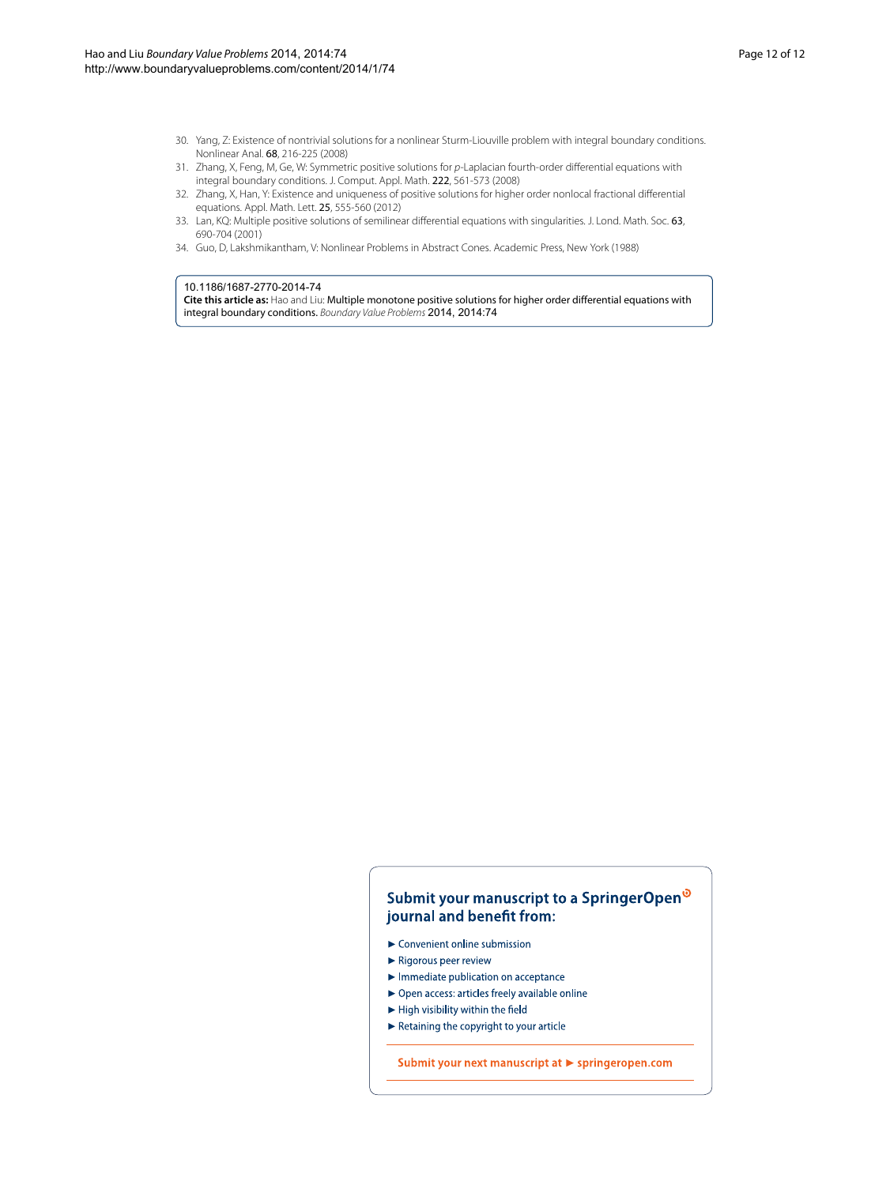30. Yang, Z: Existence of nontrivial solutions for a nonlinear Sturm-Liouville problem with integral boundary conditions. Nonlinear Anal. **68**, 216-225 (2008)
31. Zhang, X, Feng, M, Ge, W: Symmetric positive solutions for $p$-Laplacian fourth-order differential equations with integral boundary conditions. J. Comput. Appl. Math. **222**, 561-573 (2008)
32. Zhang, X, Han, Y: Existence and uniqueness of positive solutions for higher order nonlocal fractional differential equations. Appl. Math. Lett. **25**, 555-560 (2012)
33. Lan, KQ: Multiple positive solutions of semilinear differential equations with singularities. J. Lond. Math. Soc. **63**, 690-704 (2001)
34. Guo, D, Lakshmikantham, V: Nonlinear Problems in Abstract Cones. Academic Press, New York (1988)

10.1186/1687-2770-2014-74
**Cite this article as:** Hao and Liu: Multiple monotone positive solutions for higher order differential equations with integral boundary conditions. *Boundary Value Problems* 2014, 2014:74

**Submit your manuscript to a SpringerOpen journal and benefit from:**

- ► Convenient online submission
- ► Rigorous peer review
- ► Immediate publication on acceptance
- ► Open access: articles freely available online
- ► High visibility within the field
- ► Retaining the copyright to your article

**Submit your next manuscript at ► springeropen.com**